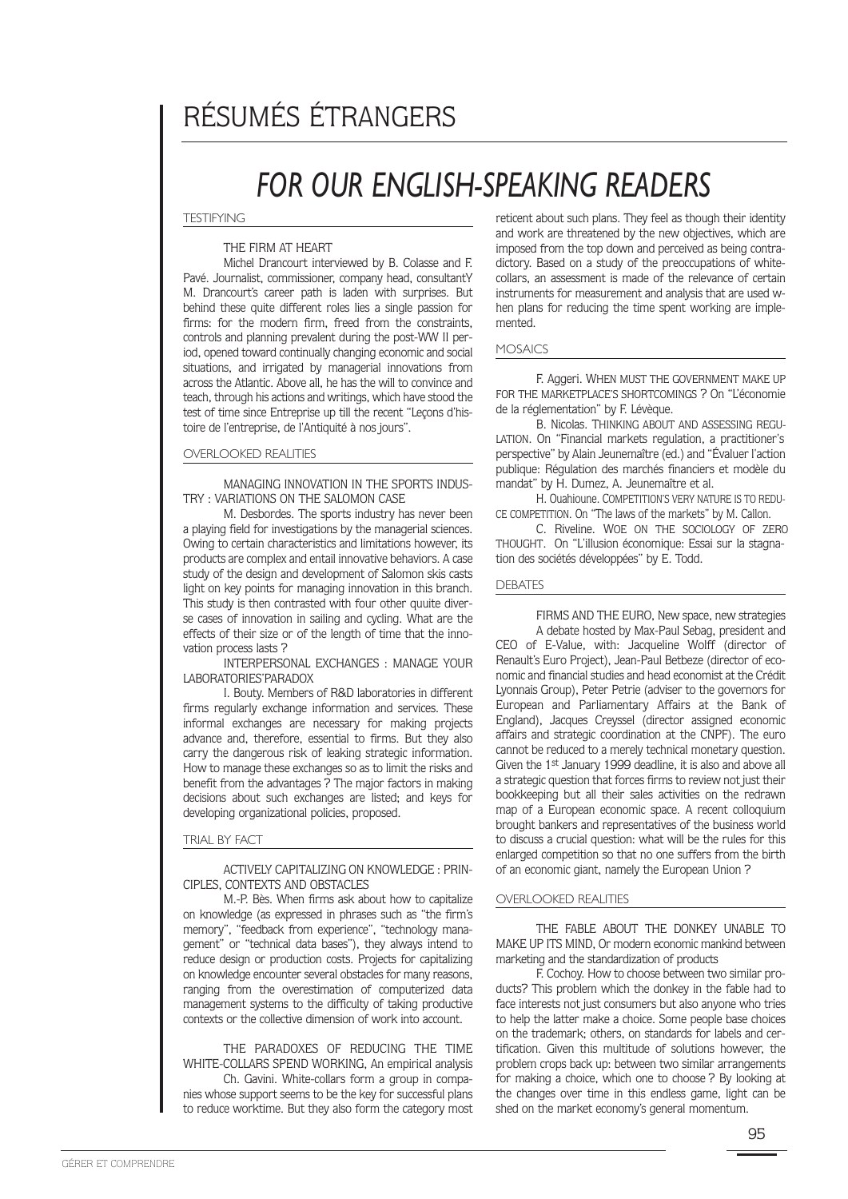# RÉSUMÉS ÉTRANGERS

## FOR OUR ENGLISH-SPEAKING READERS

### TESTIFYING

#### THE FIRM AT HEART

Michel Drancourt interviewed by B. Colasse and F. Pavé. Journalist, commissioner, company head, consultantY M. Drancourt's career path is laden with surprises. But behind these quite different roles lies a single passion for firms: for the modern firm, freed from the constraints, controls and planning prevalent during the post-WW II period, opened toward continually changing economic and social situations, and irrigated by managerial innovations from across the Atlantic. Above all, he has the will to convince and teach, through his actions and writings, which have stood the test of time since Entreprise up till the recent "Leçons d'histoire de l'entreprise, de l'Antiquité à nos jours".

### OVERLOOKED REALITIES

#### MANAGING INNOVATION IN THE SPORTS INDUSTRY : VARIATIONS ON THE SALOMON CASE

M. Desbordes. The sports industry has never been a playing field for investigations by the managerial sciences. Owing to certain characteristics and limitations however, its products are complex and entail innovative behaviors. A case study of the design and development of Salomon skis casts light on key points for managing innovation in this branch. This study is then contrasted with four other quuite diverse cases of innovation in sailing and cycling. What are the effects of their size or of the length of time that the innovation process lasts ?

#### INTERPERSONAL EXCHANGES : MANAGE YOUR LABORATORIES'PARADOX

I. Bouty. Members of R&D laboratories in different firms regularly exchange information and services. These informal exchanges are necessary for making projects advance and, therefore, essential to firms. But they also carry the dangerous risk of leaking strategic information. How to manage these exchanges so as to limit the risks and benefit from the advantages ? The major factors in making decisions about such exchanges are listed; and keys for developing organizational policies, proposed.

### TRIAL BY FACT

#### ACTIVELY CAPITALIZING ON KNOWLEDGE : PRINCIPLES, CONTEXTS AND OBSTACLES

M.-P. Bès. When firms ask about how to capitalize on knowledge (as expressed in phrases such as "the firm's memory", "feedback from experience", "technology management" or "technical data bases"), they always intend to reduce design or production costs. Projects for capitalizing on knowledge encounter several obstacles for many reasons, ranging from the overestimation of computerized data management systems to the difficulty of taking productive contexts or the collective dimension of work into account.

#### THE PARADOXES OF REDUCING THE TIME WHITE-COLLARS SPEND WORKING, An empirical analysis

Ch. Gavini. White-collars form a group in companies whose support seems to be the key for successful plans to reduce worktime. But they also form the category most reticent about such plans. They feel as though their identity and work are threatened by the new objectives, which are imposed from the top down and perceived as being contradictory. Based on a study of the preoccupations of white-collars, an assessment is made of the relevance of certain instruments for measurement and analysis that are used when plans for reducing the time spent working are implemented.

### MOSAICS

F. Aggeri. WHEN MUST THE GOVERNMENT MAKE UP FOR THE MARKETPLACE'S SHORTCOMINGS ? On "L'économie de la réglementation" by F. Lévèque.

B. Nicolas. THINKING ABOUT AND ASSESSING REGULATION. On "Financial markets regulation, a practitioner's perspective" by Alain Jeunemaître (ed.) and "Évaluer l'action publique: Régulation des marchés financiers et modèle du mandat" by H. Dumez, A. Jeunemaître et al.

H. Ouahioune. COMPETITION'S VERY NATURE IS TO REDUCE COMPETITION. On "The laws of the markets" by M. Callon.

C. Riveline. WOE ON THE SOCIOLOGY OF ZERO THOUGHT. On "L'illusion économique: Essai sur la stagnation des sociétés développées" by E. Todd.

### DEBATES

#### FIRMS AND THE EURO, New space, new strategies

A debate hosted by Max-Paul Sebag, president and CEO of E-Value, with: Jacqueline Wolff (director of Renault's Euro Project), Jean-Paul Betbeze (director of economic and financial studies and head economist at the Crédit Lyonnais Group), Peter Petrie (adviser to the governors for European and Parliamentary Affairs at the Bank of England), Jacques Creyssel (director assigned economic affairs and strategic coordination at the CNPF). The euro cannot be reduced to a merely technical monetary question. Given the 1st January 1999 deadline, it is also and above all a strategic question that forces firms to review not just their bookkeeping but all their sales activities on the redrawn map of a European economic space. A recent colloquium brought bankers and representatives of the business world to discuss a crucial question: what will be the rules for this enlarged competition so that no one suffers from the birth of an economic giant, namely the European Union ?

### OVERLOOKED REALITIES

#### THE FABLE ABOUT THE DONKEY UNABLE TO MAKE UP ITS MIND, Or modern economic mankind between marketing and the standardization of products

F. Cochoy. How to choose between two similar products? This problem which the donkey in the fable had to face interests not just consumers but also anyone who tries to help the latter make a choice. Some people base choices on the trademark; others, on standards for labels and certification. Given this multitude of solutions however, the problem crops back up: between two similar arrangements for making a choice, which one to choose ? By looking at the changes over time in this endless game, light can be shed on the market economy's general momentum.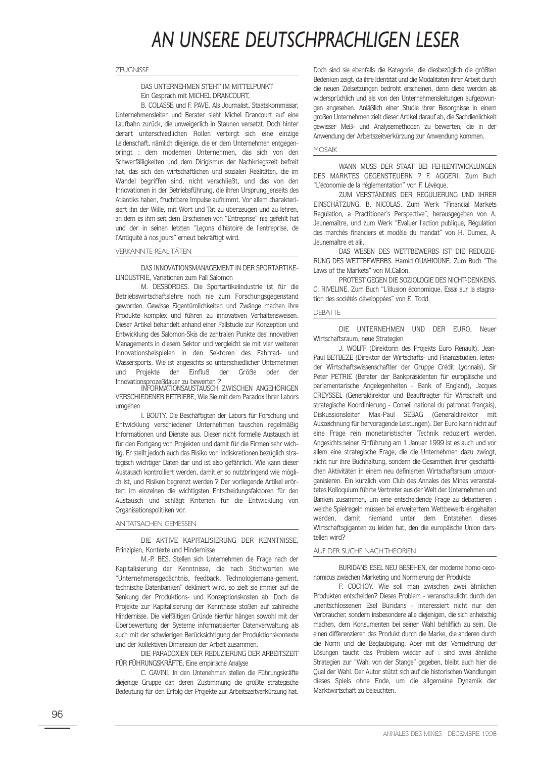# AN UNSERE DEUTSCHPRACHLIGEN LESER

## ZEUGNISSE

DAS UNTERNEHMEN STEHT IM MITTELPUNKT
Ein Gespräch mit MICHEL DRANCOURT,

B. COLASSE und F. PAVE. Als Journalist, Staatskommissar, Unternehmensleiter und Berater sieht Michel Drancourt auf eine Laufbahn zurück, die unweigerlich in Staunen versetzt. Doch hinter derart unterschiedlichen Rollen verbirgt sich eine einzige Leidenschaft, nämlich diejenige, die er dem Unternehmen entgegenbringt : dem modernen Unternehmen, das sich von den Schwerfälligkeiten und dem Dirigismus der Nachkriegszeit befreit hat, das sich den wirtschaftlichen und sozialen Realitäten, die im Wandel begriffen sind, nicht verschließt, und das von den Innovationen in der Betriebsführung, die ihren Ursprung jenseits des Atlantiks haben, fruchtbare Impulse aufnimmt. Vor allem charakterisiert ihn der Wille, mit Wort und Tat zu überzeugen und zu lehren, an dem es ihm seit dem Erscheinen von "Entreprise" nie gefehlt hat und der in seinen letzten "Leçons d'histoire de l'entreprise, de l'Antiquité à nos jours" erneut bekräftigt wird.

## VERKANNTE REALITÄTEN

DAS INNOVATIONSMANAGEMENT IN DER SPORTARTIKELINDUSTRIE, Variationen zum Fall Salomon

M. DESBORDES. Die Sportartikelindustrie ist für die Betriebswirtschaftslehre noch nie zum Forschungsgegenstand geworden. Gewisse Eigentümlichkeiten und Zwänge machen ihre Produkte komplex und führen zu innovativen Verhaltensweisen. Dieser Artikel behandelt anhand einer Fallstudie zur Konzeption und Entwicklung des Salomon-Skis die zentralen Punkte des innovativen Managements in diesem Sektor und vergleicht sie mit vier weiteren Innovationsbeispielen in den Sektoren des Fahrrad- und Wassersports. Wie ist angesichts so unterschiedlicher Unternehmen und Projekte der Einfluß der Größe oder der Innovationsprozeßdauer zu bewerten ?

INFORMATIONSAUSTAUSCH ZWISCHEN ANGEHÖRIGEN VERSCHIEDENER BETRIEBE, Wie Sie mit dem Paradox Ihrer Labors umgehen

I. BOUTY. Die Beschäftigten der Labors für Forschung und Entwicklung verschiedener Unternehmen tauschen regelmäßig Informationen und Dienste aus. Dieser nicht formelle Austausch ist für den Fortgang von Projekten und damit für die Firmen sehr wichtig. Er stellt jedoch auch das Risiko von Indiskretionen bezüglich strategisch wichtiger Daten dar und ist also gefährlich. Wie kann dieser Austausch kontrolliert werden, damit er so nutzbringend wie möglich ist, und Risiken begrenzt werden ? Der vorliegende Artikel erörtert im einzelnen die wichtigsten Entscheidungsfaktoren für den Austausch und schlägt Kriterien für die Entwicklung von Organisationspolitiken vor.

## AN TATSACHEN GEMESSEN

DIE AKTIVE KAPITALISIERUNG DER KENNTNISSE, Prinzipien, Kontexte und Hindernisse

M.-P. BES. Stellen sich Unternehmen die Frage nach der Kapitalisierung der Kenntnisse, die nach Stichworten wie "Unternehmensgedächtnis, feedback, Technologiemana-gement, technische Datenbanken" dekliniert wird, so zielt sie immer auf die Senkung der Produktions- und Konzeptionskosten ab. Doch die Projekte zur Kapitalisierung der Kenntnisse stoßen auf zahlreiche Hindernisse. Die vielfältigen Gründe hierfür hängen sowohl mit der Überbewertung der Systeme informatisierter Datenverwaltung als auch mit der schwierigen Berücksichtigung der Produktionskontexte und der kollektiven Dimension der Arbeit zusammen.

DIE PARADOXIEN DER REDUZIERUNG DER ARBEITSZEIT FÜR FÜHRUNGSKRÄFTE, Eine empirische Analyse

C. GAVINI. In den Untenehmen stellen die Führungskräfte diejenige Gruppe dar, deren Zustimmung die größte strategische Bedeutung für den Erfolg der Projekte zur Arbeitszeitverkürzung hat. Doch sind sie ebenfalls die Kategorie, die diesbezüglich die größten Bedenken zeigt, da ihre Identität und die Modalitäten ihrer Arbeit durch die neuen Zielsetzungen bedroht erscheinen, denn diese werden als widersprüchlich und als von den Unternehmensleitungen aufgezwungen angesehen. Anläßlich einer Studie ihrer Besorgnisse in einem großen Unternehmen zielt dieser Artikel darauf ab, die Sachdienlichkeit gewisser Meß- und Analysemethoden zu bewerten, die in der Anwendung der Arbeitszeitverkürzung zur Anwendung kommen.

## MOSAIK

WANN MUSS DER STAAT BEI FEHLENTWICKLUNGEN DES MARKTES GEGENSTEUERN ? F. AGGERI. Zum Buch "L'économie de la réglementation" von F. Lévèque.

ZUM VERSTÄNDNIS DER REGULIERUNG UND IHRER EINSCHÄTZUNG. B. NICOLAS. Zum Werk "Financial Markets Regulation, a Practitioner's Perspective", herausgegeben von A. Jeunemaître, und zum Werk "Evaluer l'action publique, Régulation des marchés financiers et modèle du mandat" von H. Dumez, A. Jeunemaître et alii.

DAS WESEN DES WETTBEWERBS IST DIE REDUZIERUNG DES WETTBEWERBS. Hamid OUAHIOUNE. Zum Buch "The Laws of the Markets" von M.Callon.

PROTEST GEGEN DIE SOZIOLOGIE DES NICHT-DENKENS. C. RIVELINE. Zum Buch "L'illusion économique. Essai sur la stagnation des sociétés développées" von E. Todd.

## DEBATTE

DIE UNTERNEHMEN UND DER EURO, Neuer Wirtschaftsraum, neue Strategien

J. WOLFF (Direktorin des Projekts Euro Renault), Jean-Paul BETBEZE (Direktor der Wirtschafts- und Finanzstudien, leitender Wirtschaftswissenschaftler der Gruppe Crédit Lyonnais), Sir Peter PETRIE (Berater der Bankpräsidenten für europäische und parlamentarische Angelegenheiten - Bank of England), Jacques CREYSSEL (Generaldirektor und Beauftragter für Wirtschaft und strategische Koordinierung - Conseil national du patronat français), Diskussionsleiter Max-Paul SEBAG (Generaldirektor mit Auszeichnung für hervoragende Leistungen). Der Euro kann nicht auf eine Frage rein monetaristischer Technik reduziert werden. Angesichts seiner Einführung am 1 Januar 1999 ist es auch und vor allem eine strategische Frage, die die Unternehmen dazu zwingt, nicht nur ihre Buchhaltung, sondern die Gesamtheit ihrer geschäftlichen Aktivitäten in einem neu definierten Wirtschaftsraum umzuorganisieren. Ein kürzlich vom Club des Annales des Mines veranstaltetes Kolloquium führte Vertreter aus der Welt der Unternehmen und Banken zusammen, um eine entscheidende Frage zu debattieren : welche Spielregeln müssen bei erweitertem Wettbewerb eingehalten werden, damit niemand unter dem Entstehen dieses Wirtschaftsgiganten zu leiden hat, den die europäische Union darstellen wird?

## AUF DER SUCHE NACH THEORIEN

BURIDANS ESEL NEU BESEHEN, der moderne homo oeconomicus zwischen Marketing und Normierung der Produkte

F. COCHOY. Wie soll man zwischen zwei ähnlichen Produkten entscheiden? Dieses Problem - veranschaulicht durch den unentschlossenen Esel Buridans - interessiert nicht nur den Verbraucher, sondern insbesondere alle diejenigen, die sich anheischig machen, dem Konsumenten bei seiner Wahl behilflich zu sein. Die einen differenzieren das Produkt durch die Marke, die anderen durch die Norm und die Beglaubigung. Aber mit der Vermehrung der Lösungen taucht das Problem wieder auf : sind zwei ähnliche Strategien zur "Wahl von der Stange" gegeben, bleibt auch hier die Qual der Wahl. Der Autor stützt sich auf die historischen Wandlungen dieses Spiels ohne Ende, um die allgemeine Dynamik der Marktwirtschaft zu beleuchten.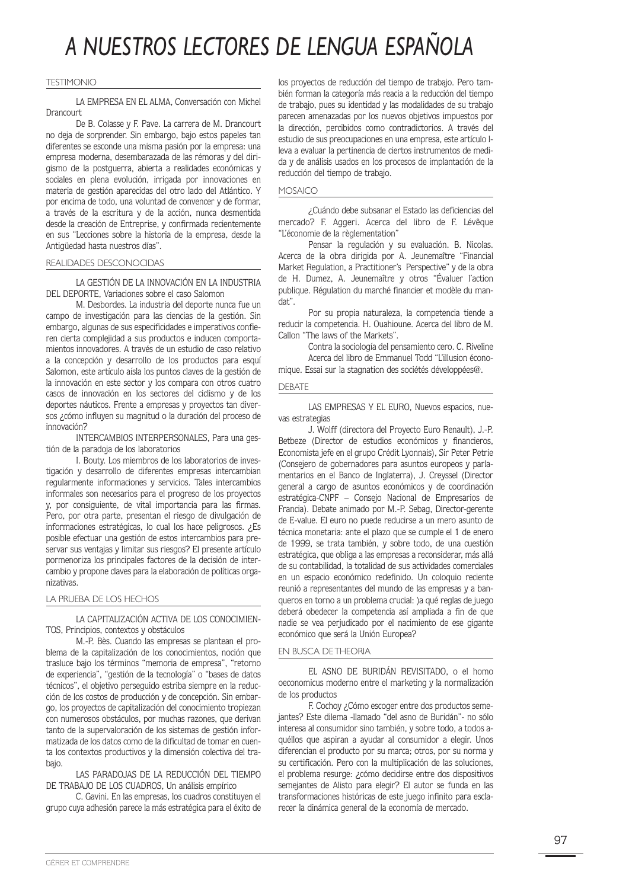# A NUESTROS LECTORES DE LENGUA ESPAÑOLA

## TESTIMONIO

LA EMPRESA EN EL ALMA, Conversación con Michel Drancourt

De B. Colasse y F. Pave. La carrera de M. Drancourt no deja de sorprender. Sin embargo, bajo estos papeles tan diferentes se esconde una misma pasión por la empresa: una empresa moderna, desembarazada de las rémoras y del dirigismo de la postguerra, abierta a realidades económicas y sociales en plena evolución, irrigada por innovaciones en materia de gestión aparecidas del otro lado del Atlántico. Y por encima de todo, una voluntad de convencer y de formar, a través de la escritura y de la acción, nunca desmentida desde la creación de Entreprise, y confirmada recientemente en sus "Lecciones sobre la historia de la empresa, desde la Antigüedad hasta nuestros días".

## REALIDADES DESCONOCIDAS

LA GESTIÓN DE LA INNOVACIÓN EN LA INDUSTRIA DEL DEPORTE, Variaciones sobre el caso Salomon

M. Desbordes. La industria del deporte nunca fue un campo de investigación para las ciencias de la gestión. Sin embargo, algunas de sus especificidades e imperativos confieren cierta complejidad a sus productos e inducen comportamientos innovadores. A través de un estudio de caso relativo a la concepción y desarrollo de los productos para esquí Salomon, este artículo aísla los puntos claves de la gestión de la innovación en este sector y los compara con otros cuatro casos de innovación en los sectores del ciclismo y de los deportes náuticos. Frente a empresas y proyectos tan diversos ¿cómo influyen su magnitud o la duración del proceso de innovación?

INTERCAMBIOS INTERPERSONALES, Para una gestión de la paradoja de los laboratorios

I. Bouty. Los miembros de los laboratorios de investigación y desarrollo de diferentes empresas intercambian regularmente informaciones y servicios. Tales intercambios informales son necesarios para el progreso de los proyectos y, por consiguiente, de vital importancia para las firmas. Pero, por otra parte, presentan el riesgo de divulgación de informaciones estratégicas, lo cual los hace peligrosos. ¿Es posible efectuar una gestión de estos intercambios para preservar sus ventajas y limitar sus riesgos? El presente artículo pormenoriza los principales factores de la decisión de intercambio y propone claves para la elaboración de políticas organizativas.

## LA PRUEBA DE LOS HECHOS

LA CAPITALIZACIÓN ACTIVA DE LOS CONOCIMIENTOS, Principios, contextos y obstáculos

M.-P. Bès. Cuando las empresas se plantean el problema de la capitalización de los conocimientos, noción que trasluce bajo los términos "memoria de empresa", "retorno de experiencia", "gestión de la tecnología" o "bases de datos técnicos", el objetivo perseguido estriba siempre en la reducción de los costos de producción y de concepción. Sin embargo, los proyectos de capitalización del conocimiento tropiezan con numerosos obstáculos, por muchas razones, que derivan tanto de la supervaloración de los sistemas de gestión informatizada de los datos como de la dificultad de tomar en cuenta los contextos productivos y la dimensión colectiva del trabajo.

LAS PARADOJAS DE LA REDUCCIÓN DEL TIEMPO DE TRABAJO DE LOS CUADROS, Un análisis empírico

C. Gavini. En las empresas, los cuadros constituyen el grupo cuya adhesión parece la más estratégica para el éxito de los proyectos de reducción del tiempo de trabajo. Pero también forman la categoría más reacia a la reducción del tiempo de trabajo, pues su identidad y las modalidades de su trabajo parecen amenazadas por los nuevos objetivos impuestos por la dirección, percibidos como contradictorios. A través del estudio de sus preocupaciones en una empresa, este artículo lleva a evaluar la pertinencia de ciertos instrumentos de medida y de análisis usados en los procesos de implantación de la reducción del tiempo de trabajo.

## MOSAICO

¿Cuándo debe subsanar el Estado las deficiencias del mercado? F. Aggeri. Acerca del libro de F. Lévêque "L'économie de la règlementation"

Pensar la regulación y su evaluación. B. Nicolas. Acerca de la obra dirigida por A. Jeunemaître "Financial Market Regulation, a Practitioner's Perspective" y de la obra de H. Dumez, A. Jeunemaître y otros "Évaluer l'action publique. Régulation du marché financier et modèle du mandat".

Por su propia naturaleza, la competencia tiende a reducir la competencia. H. Ouahioune. Acerca del libro de M. Callon "The laws of the Markets".

Contra la sociología del pensamiento cero. C. Riveline Acerca del libro de Emmanuel Todd "L'illusion économique. Essai sur la stagnation des sociétés développées@.

## DEBATE

LAS EMPRESAS Y EL EURO, Nuevos espacios, nuevas estrategias

J. Wolff (directora del Proyecto Euro Renault), J.-P. Betbeze (Director de estudios económicos y financieros, Economista jefe en el grupo Crédit Lyonnais), Sir Peter Petrie (Consejero de gobernadores para asuntos europeos y parlamentarios en el Banco de Inglaterra), J. Creyssel (Director general a cargo de asuntos económicos y de coordinación estratégica-CNPF – Consejo Nacional de Empresarios de Francia). Debate animado por M.-P. Sebag, Director-gerente de E-value. El euro no puede reducirse a un mero asunto de técnica monetaria: ante el plazo que se cumple el 1 de enero de 1999, se trata también, y sobre todo, de una cuestión estratégica, que obliga a las empresas a reconsiderar, más allá de su contabilidad, la totalidad de sus actividades comerciales en un espacio económico redefinido. Un coloquio reciente reunió a representantes del mundo de las empresas y a banqueros en torno a un problema crucial: )a qué reglas de juego deberá obedecer la competencia así ampliada a fin de que nadie se vea perjudicado por el nacimiento de ese gigante económico que será la Unión Europea?

## EN BUSCA DE THEORIA

EL ASNO DE BURIDÁN REVISITADO, o el homo oeconomicus moderno entre el marketing y la normalización de los productos

F. Cochoy ¿Cómo escoger entre dos productos semejantes? Este dilema -llamado "del asno de Buridán"- no sólo interesa al consumidor sino también, y sobre todo, a todos aquéllos que aspiran a ayudar al consumidor a elegir. Unos diferencian el producto por su marca; otros, por su norma y su certificación. Pero con la multiplicación de las soluciones, el problema resurge: ¿cómo decidirse entre dos dispositivos semejantes de Alisto para elegir? El autor se funda en las transformaciones históricas de este juego infinito para esclarecer la dinámica general de la economía de mercado.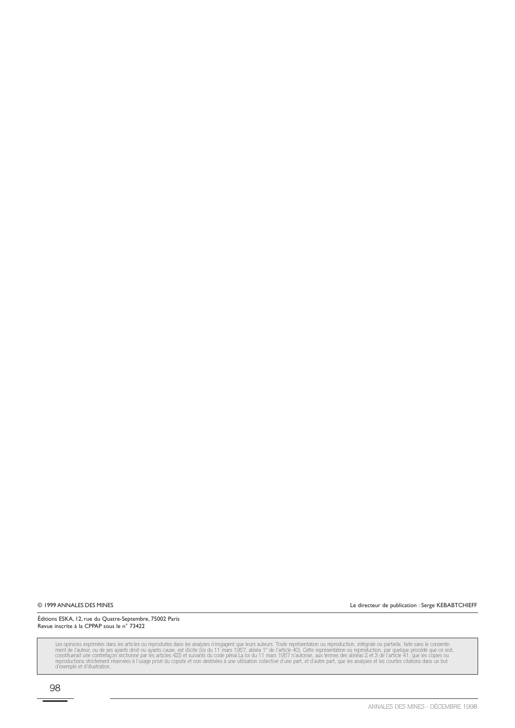© 1999 ANNALES DES MINES

Le directeur de publication : Serge KEBABTCHIEFF

Éditions ESKA, 12, rue du Quatre-Septembre, 75002 Paris
Revue inscrite à la CPPAP sous le n° 73422

Les opinions exprimées dans les articles ou reproduites dans les analyses n'engagent que leurs auteurs. Toute représentation ou reproduction, intégrale ou partielle, faite sans le consentement de l'auteur, ou de ses ayants droit ou ayants cause, est illicite (loi du 11 mars 1957, alinéa 1er de l'article 40). Cette représentation ou reproduction, par quelque procédé que ce soit, constituerait une contrefaçon snctionné par les articles 425 et suivants du code pénal.La loi du 11 mars 1957 n'autorise, aux termes des alinéas 2 et 3 de l'article 41, que les copies ou reproductions strictement réservées à l'usage privé du copiste et non destinées à une utilisation collective d'une part, et d'autre part, que les analyses et les courtes citations dans un but d'exemple et d'illustration.